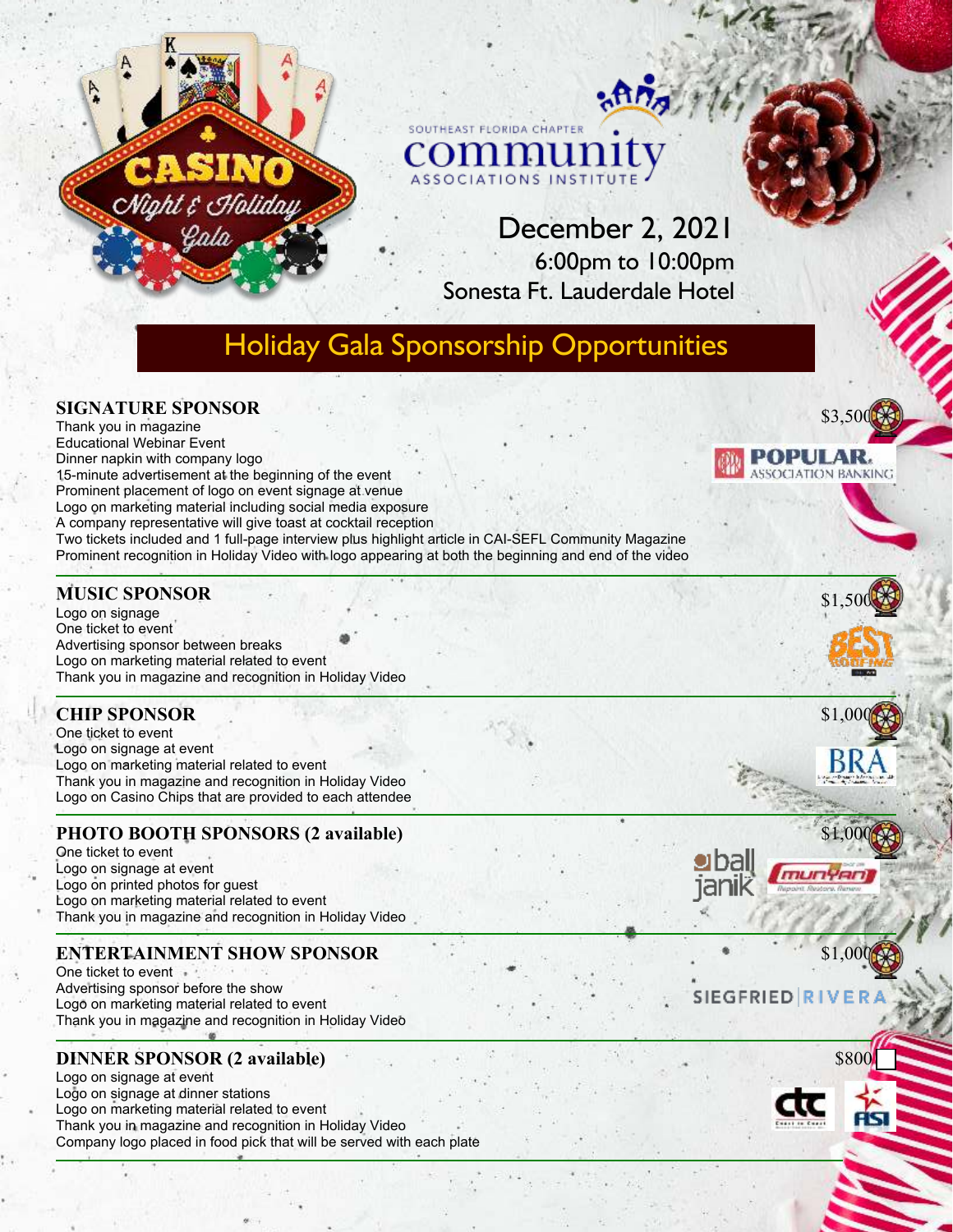CASINO Night & Holiday Gala

SOUTHEAST FLORIDA CHAPTER
community
ASSOCIATIONS INSTITUTE

December 2, 2021
6:00pm to 10:00pm
Sonesta Ft. Lauderdale Hotel

# Holiday Gala Sponsorship Opportunities

## SIGNATURE SPONSOR

$3,500

Thank you in magazine
Educational Webinar Event
Dinner napkin with company logo
15-minute advertisement at the beginning of the event
Prominent placement of logo on event signage at venue
Logo on marketing material including social media exposure
A company representative will give toast at cocktail reception
Two tickets included and 1 full-page interview plus highlight article in CAI-SEFL Community Magazine
Prominent recognition in Holiday Video with logo appearing at both the beginning and end of the video

POPULAR. ASSOCIATION BANKING

## MUSIC SPONSOR

$1,500

Logo on signage
One ticket to event
Advertising sponsor between breaks
Logo on marketing material related to event
Thank you in magazine and recognition in Holiday Video

BEST ROOFING

## CHIP SPONSOR

$1,000

One ticket to event
Logo on signage at event
Logo on marketing material related to event
Thank you in magazine and recognition in Holiday Video
Logo on Casino Chips that are provided to each attendee

BRA

## PHOTO BOOTH SPONSORS (2 available)

$1,000

One ticket to event
Logo on signage at event
Logo on printed photos for guest
Logo on marketing material related to event
Thank you in magazine and recognition in Holiday Video

ball janik
munyan

## ENTERTAINMENT SHOW SPONSOR

$1,000

One ticket to event
Advertising sponsor before the show
Logo on marketing material related to event
Thank you in magazine and recognition in Holiday Video

SIEGFRIED RIVERA

## DINNER SPONSOR (2 available)

$800

Logo on signage at event
Logo on signage at dinner stations
Logo on marketing material related to event
Thank you in magazine and recognition in Holiday Video
Company logo placed in food pick that will be served with each plate

ctc
ASI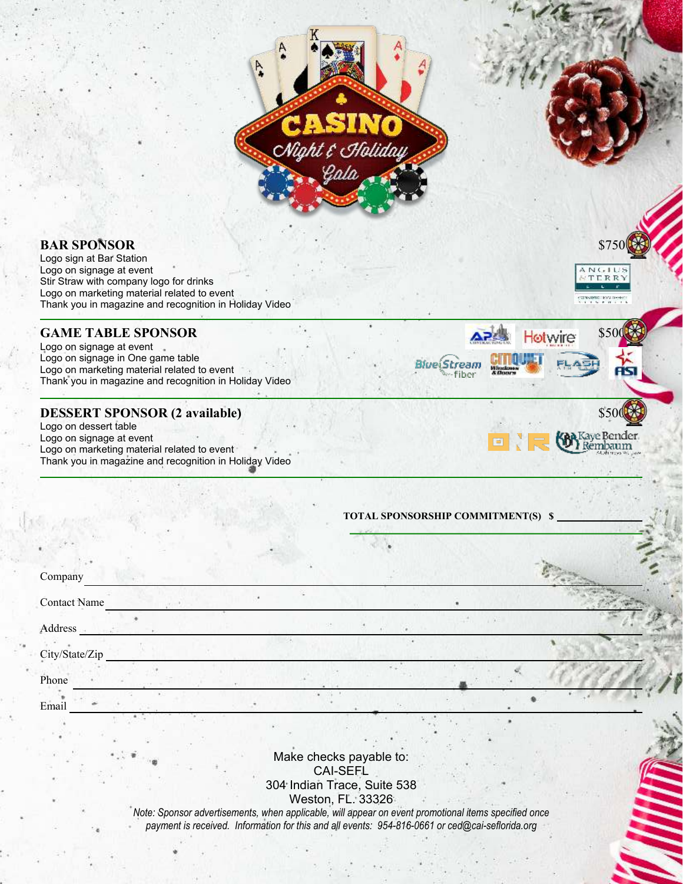# CASINO Night & Holiday Gala

## BAR SPONSOR

$750

Logo sign at Bar Station
Logo on signage at event
Stir Straw with company logo for drinks
Logo on marketing material related to event
Thank you in magazine and recognition in Holiday Video

## GAME TABLE SPONSOR

$500

Logo on signage at event
Logo on signage in One game table
Logo on marketing material related to event
Thank you in magazine and recognition in Holiday Video

## DESSERT SPONSOR (2 available)

$500

Logo on dessert table
Logo on signage at event
Logo on marketing material related to event
Thank you in magazine and recognition in Holiday Video

**TOTAL SPONSORSHIP COMMITMENT(S) $ ____________**

Company ____________________

Contact Name ____________________

Address ____________________

City/State/Zip ____________________

Phone ____________________

Email ____________________

Make checks payable to:
CAI-SEFL
304 Indian Trace, Suite 538
Weston, FL. 33326

*Note: Sponsor advertisements, when applicable, will appear on event promotional items specified once payment is received. Information for this and all events: 954-816-0661 or ced@cai-seflorida.org*